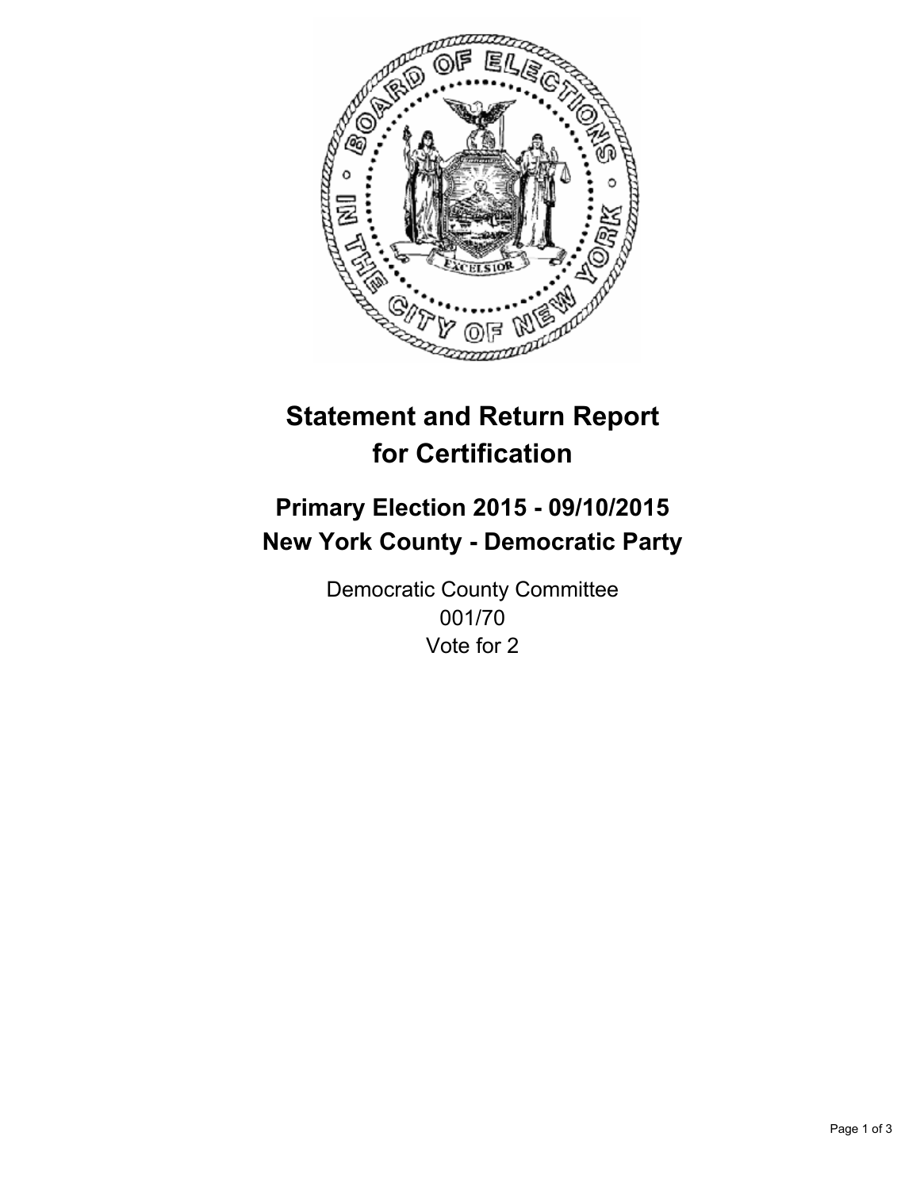# Statement and Return Report for Certification

## Primary Election 2015 - 09/10/2015
## New York County - Democratic Party

Democratic County Committee
001/70
Vote for 2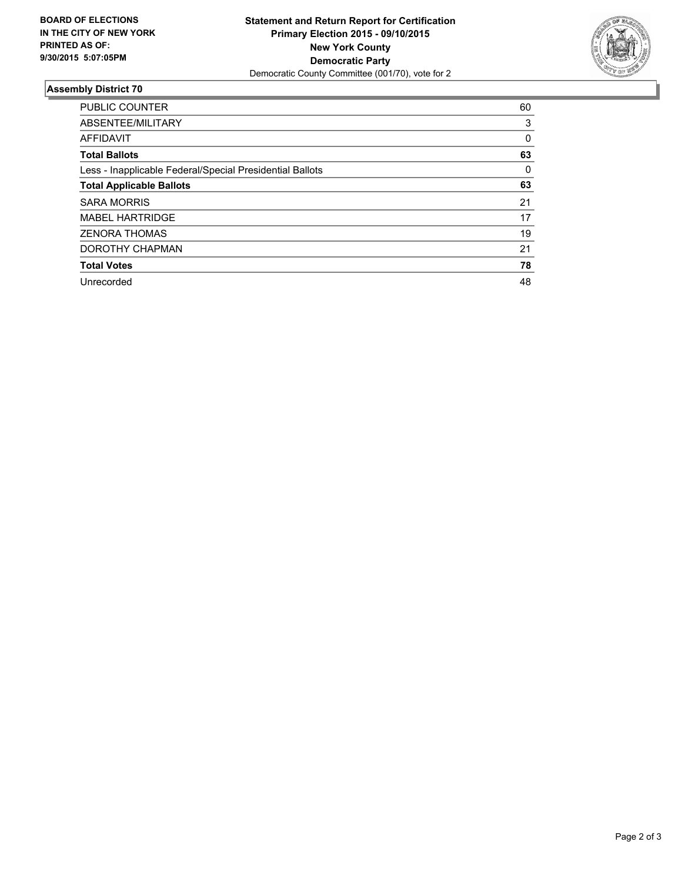**BOARD OF ELECTIONS IN THE CITY OF NEW YORK PRINTED AS OF: 9/30/2015 5:07:05PM**

**Statement and Return Report for Certification**
**Primary Election 2015 - 09/10/2015**
**New York County**
**Democratic Party**
Democratic County Committee (001/70), vote for 2

## Assembly District 70

| | |
|---|---|
| PUBLIC COUNTER | 60 |
| ABSENTEE/MILITARY | 3 |
| AFFIDAVIT | 0 |
| **Total Ballots** | **63** |
| Less - Inapplicable Federal/Special Presidential Ballots | 0 |
| **Total Applicable Ballots** | **63** |
| SARA MORRIS | 21 |
| MABEL HARTRIDGE | 17 |
| ZENORA THOMAS | 19 |
| DOROTHY CHAPMAN | 21 |
| **Total Votes** | **78** |
| Unrecorded | 48 |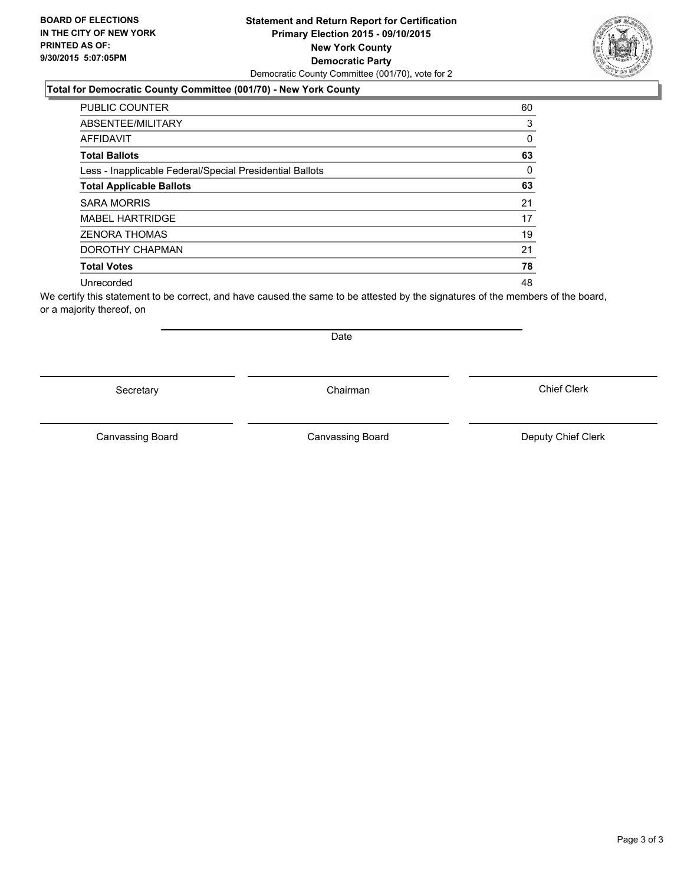**BOARD OF ELECTIONS IN THE CITY OF NEW YORK PRINTED AS OF: 9/30/2015 5:07:05PM**

**Statement and Return Report for Certification**
**Primary Election 2015 - 09/10/2015**
**New York County**
**Democratic Party**
Democratic County Committee (001/70), vote for 2

### Total for Democratic County Committee (001/70) - New York County

| | |
|---|---|
| PUBLIC COUNTER | 60 |
| ABSENTEE/MILITARY | 3 |
| AFFIDAVIT | 0 |
| **Total Ballots** | **63** |
| Less - Inapplicable Federal/Special Presidential Ballots | 0 |
| **Total Applicable Ballots** | **63** |
| SARA MORRIS | 21 |
| MABEL HARTRIDGE | 17 |
| ZENORA THOMAS | 19 |
| DOROTHY CHAPMAN | 21 |
| **Total Votes** | **78** |
| Unrecorded | 48 |

We certify this statement to be correct, and have caused the same to be attested by the signatures of the members of the board, or a majority thereof, on

Date

Secretary

Chairman

Chief Clerk

Canvassing Board

Canvassing Board

Deputy Chief Clerk